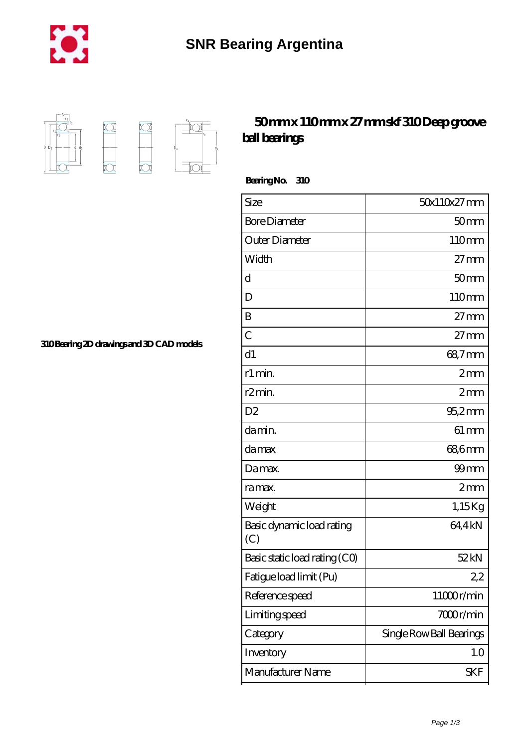# SNR Bearing Argentina

## 50 mm x 110 mm x 27 mm skf 310 Deep groove ball bearings

**Bearing No.** 310

310 Bearing 2D drawings and 3D CAD models

| Size | 50x110x27 mm |
|---|---|
| Bore Diameter | 50 mm |
| Outer Diameter | 110 mm |
| Width | 27 mm |
| d | 50 mm |
| D | 110 mm |
| B | 27 mm |
| C | 27 mm |
| d1 | 68,7 mm |
| r1 min. | 2 mm |
| r2 min. | 2 mm |
| D2 | 95,2 mm |
| da min. | 61 mm |
| da max | 68,6 mm |
| Da max. | 99 mm |
| ra max. | 2 mm |
| Weight | 1,15 Kg |
| Basic dynamic load rating (C) | 64,4 kN |
| Basic static load rating (C0) | 52 kN |
| Fatigue load limit (Pu) | 2,2 |
| Reference speed | 11000 r/min |
| Limiting speed | 7000 r/min |
| Category | Single Row Ball Bearings |
| Inventory | 1.0 |
| Manufacturer Name | SKF |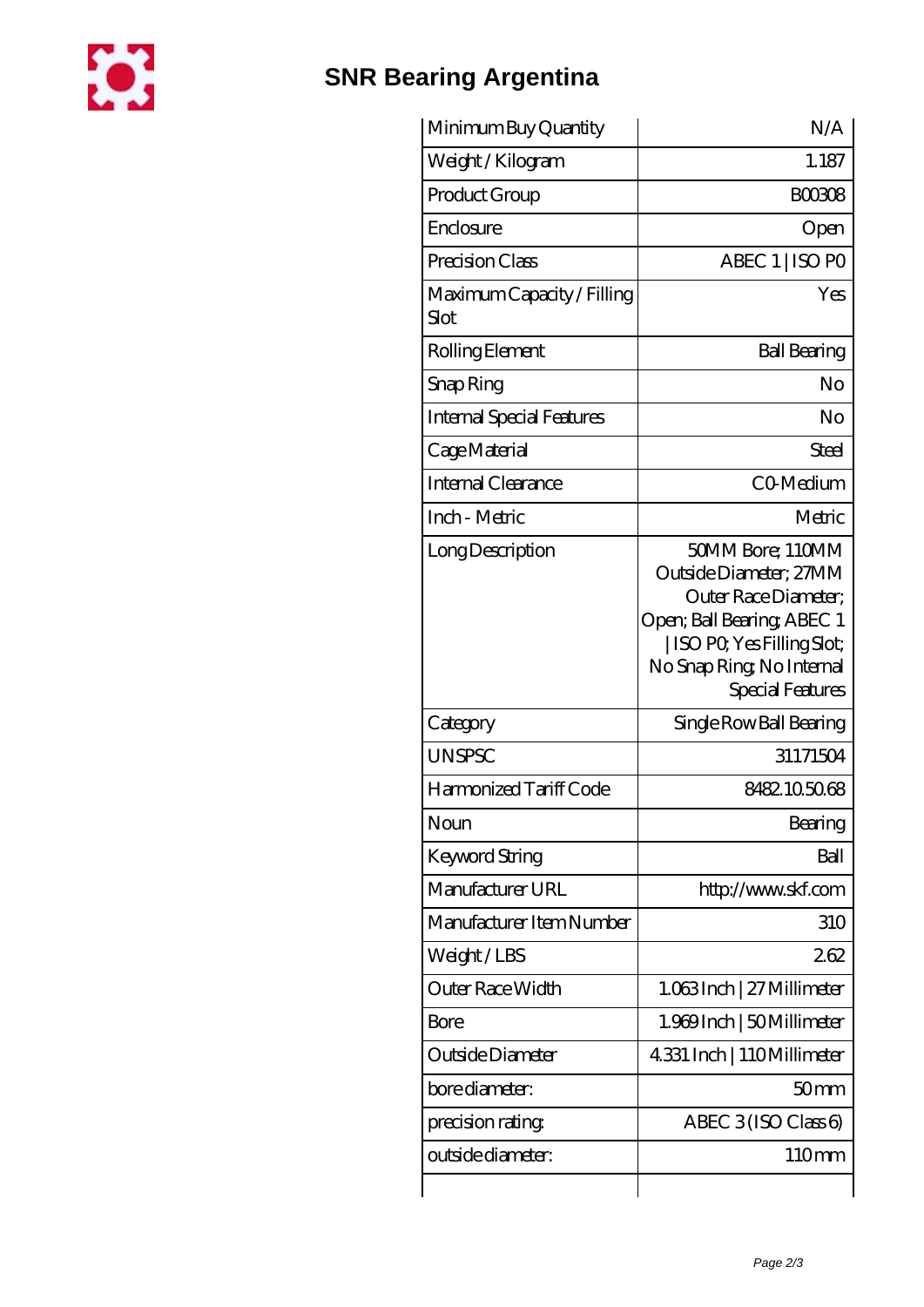| Minimum Buy Quantity | N/A |
|---|---|
| Weight / Kilogram | 1.187 |
| Product Group | B00308 |
| Enclosure | Open |
| Precision Class | ABEC 1 \| ISO P0 |
| Maximum Capacity / Filling Slot | Yes |
| Rolling Element | Ball Bearing |
| Snap Ring | No |
| Internal Special Features | No |
| Cage Material | Steel |
| Internal Clearance | C0-Medium |
| Inch - Metric | Metric |
| Long Description | 50MM Bore; 110MM Outside Diameter; 27MM Outer Race Diameter; Open; Ball Bearing; ABEC 1 \| ISO P0; Yes Filling Slot; No Snap Ring; No Internal Special Features |
| Category | Single Row Ball Bearing |
| UNSPSC | 31171504 |
| Harmonized Tariff Code | 8482.10.50.68 |
| Noun | Bearing |
| Keyword String | Ball |
| Manufacturer URL | http://www.skf.com |
| Manufacturer Item Number | 310 |
| Weight / LBS | 2.62 |
| Outer Race Width | 1.063 Inch \| 27 Millimeter |
| Bore | 1.969 Inch \| 50 Millimeter |
| Outside Diameter | 4.331 Inch \| 110 Millimeter |
| bore diameter: | 50 mm |
| precision rating: | ABEC 3 (ISO Class 6) |
| outside diameter: | 110 mm |
| | |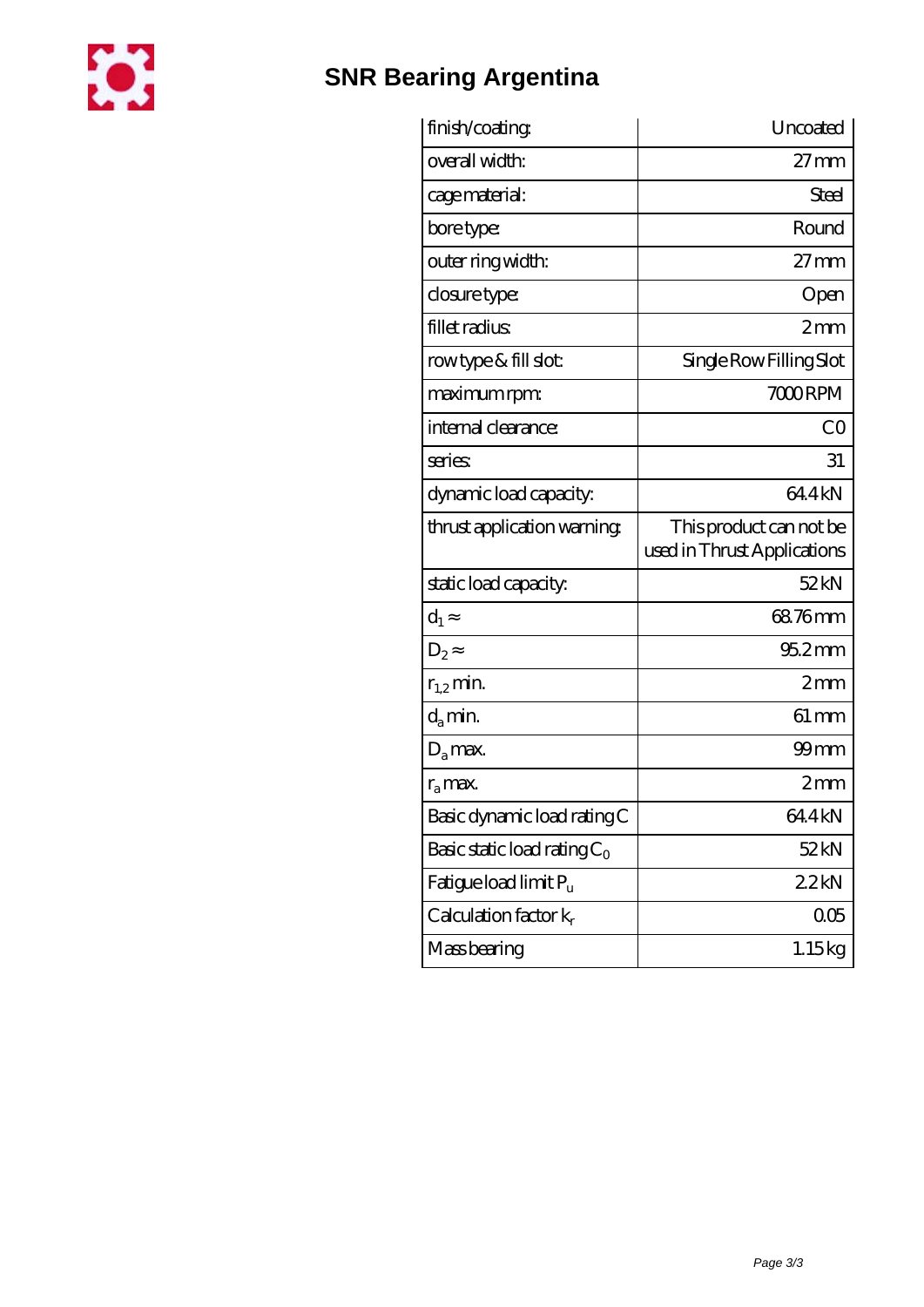# SNR Bearing Argentina

| | |
|---|---|
| finish/coating: | Uncoated |
| overall width: | 27 mm |
| cage material: | Steel |
| bore type: | Round |
| outer ring width: | 27 mm |
| closure type: | Open |
| fillet radius: | 2 mm |
| row type & fill slot: | Single Row Filling Slot |
| maximum rpm: | 7000 RPM |
| internal clearance: | C0 |
| series: | 31 |
| dynamic load capacity: | 64.4 kN |
| thrust application warning: | This product can not be used in Thrust Applications |
| static load capacity: | 52 kN |
| $d_1 \approx$ | 68.76 mm |
| $D_2 \approx$ | 95.2 mm |
| $r_{1,2}$ min. | 2 mm |
| $d_a$ min. | 61 mm |
| $D_a$ max. | 99 mm |
| $r_a$ max. | 2 mm |
| Basic dynamic load rating C | 64.4 kN |
| Basic static load rating $C_0$ | 52 kN |
| Fatigue load limit $P_u$ | 2.2 kN |
| Calculation factor $k_r$ | 0.05 |
| Mass bearing | 1.15 kg |